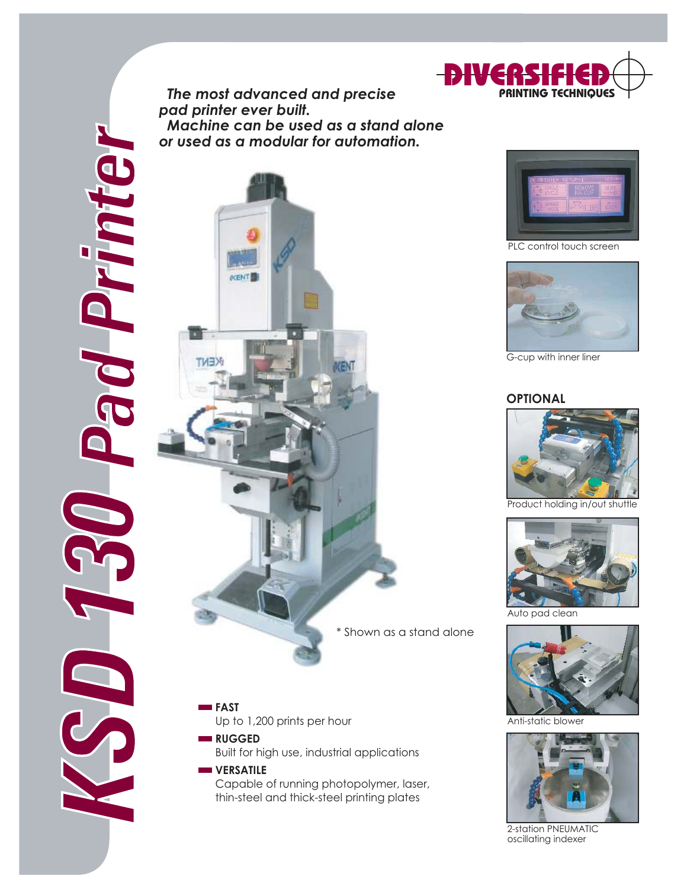# KSD 130 Pad Printer

**DIVERSIFIED**
**PRINTING TECHNIQUES**

***The most advanced and precise pad printer ever built.***
***Machine can be used as a stand alone or used as a modular for automation.***

\* Shown as a stand alone

- **FAST**
  Up to 1,200 prints per hour
- **RUGGED**
  Built for high use, industrial applications
- **VERSATILE**
  Capable of running photopolymer, laser, thin-steel and thick-steel printing plates

PLC control touch screen

G-cup with inner liner

## OPTIONAL

Product holding in/out shuttle

Auto pad clean

Anti-static blower

2-station PNEUMATIC oscillating indexer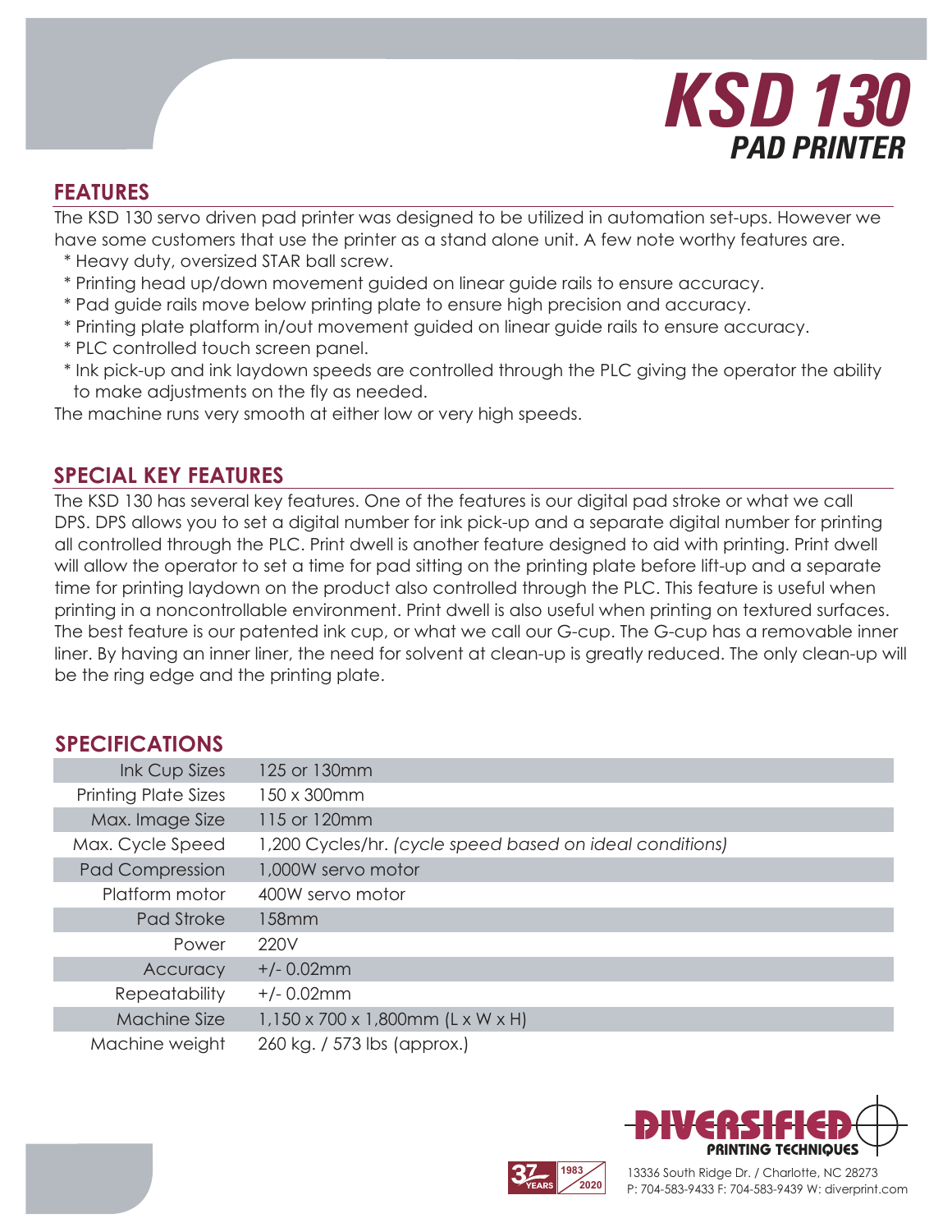# KSD 130
## PAD PRINTER

## FEATURES

The KSD 130 servo driven pad printer was designed to be utilized in automation set-ups. However we have some customers that use the printer as a stand alone unit. A few note worthy features are.

* Heavy duty, oversized STAR ball screw.
* Printing head up/down movement guided on linear guide rails to ensure accuracy.
* Pad guide rails move below printing plate to ensure high precision and accuracy.
* Printing plate platform in/out movement guided on linear guide rails to ensure accuracy.
* PLC controlled touch screen panel.
* Ink pick-up and ink laydown speeds are controlled through the PLC giving the operator the ability to make adjustments on the fly as needed.

The machine runs very smooth at either low or very high speeds.

## SPECIAL KEY FEATURES

The KSD 130 has several key features. One of the features is our digital pad stroke or what we call DPS. DPS allows you to set a digital number for ink pick-up and a separate digital number for printing all controlled through the PLC. Print dwell is another feature designed to aid with printing. Print dwell will allow the operator to set a time for pad sitting on the printing plate before lift-up and a separate time for printing laydown on the product also controlled through the PLC. This feature is useful when printing in a noncontrollable environment. Print dwell is also useful when printing on textured surfaces. The best feature is our patented ink cup, or what we call our G-cup. The G-cup has a removable inner liner. By having an inner liner, the need for solvent at clean-up is greatly reduced. The only clean-up will be the ring edge and the printing plate.

## SPECIFICATIONS

| | |
|---|---|
| Ink Cup Sizes | 125 or 130mm |
| Printing Plate Sizes | 150 x 300mm |
| Max. Image Size | 115 or 120mm |
| Max. Cycle Speed | 1,200 Cycles/hr. *(cycle speed based on ideal conditions)* |
| Pad Compression | 1,000W servo motor |
| Platform motor | 400W servo motor |
| Pad Stroke | 158mm |
| Power | 220V |
| Accuracy | +/- 0.02mm |
| Repeatability | +/- 0.02mm |
| Machine Size | 1,150 x 700 x 1,800mm (L x W x H) |
| Machine weight | 260 kg. / 573 lbs (approx.) |

DIVERSIFIED PRINTING TECHNIQUES

37 YEARS 1983 2020

13336 South Ridge Dr. / Charlotte, NC 28273
P: 704-583-9433 F: 704-583-9439 W: diverprint.com